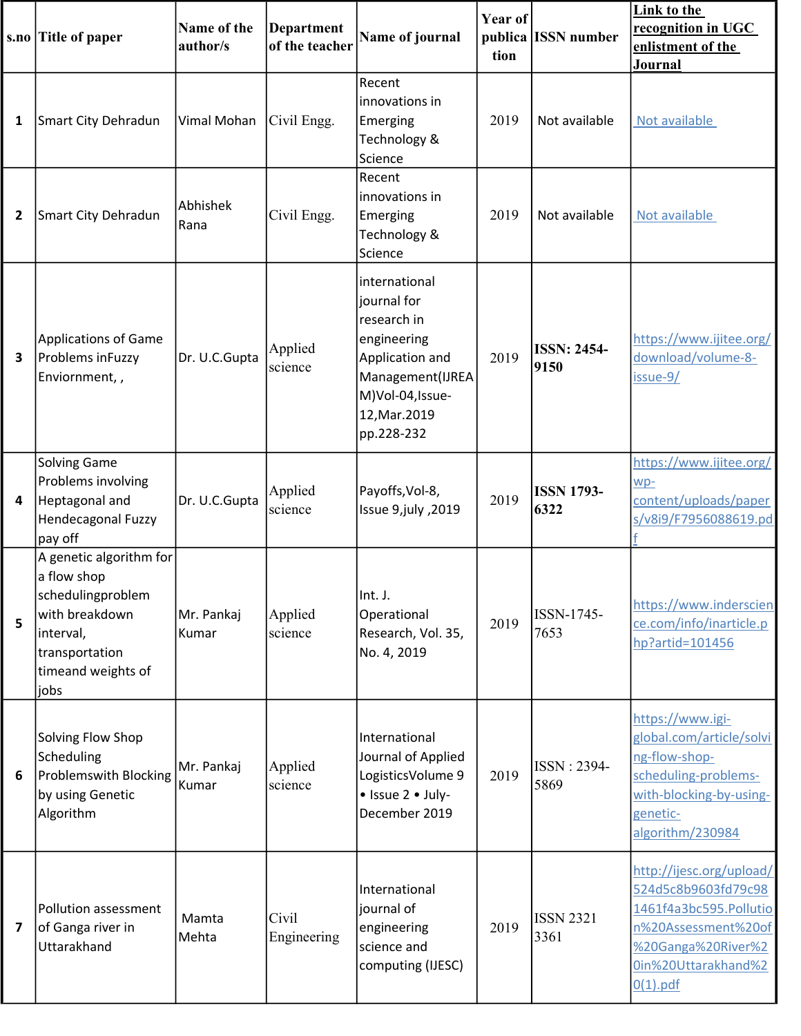| s.no | Title of paper | Name of the author/s | Department of the teacher | Name of journal | Year of publication | ISSN number | Link to the recognition in UGC enlistment of the Journal |
|---|---|---|---|---|---|---|---|
| 1 | Smart City Dehradun | Vimal Mohan | Civil Engg. | Recent innovations in Emerging Technology & Science | 2019 | Not available | Not available |
| 2 | Smart City Dehradun | Abhishek Rana | Civil Engg. | Recent innovations in Emerging Technology & Science | 2019 | Not available | Not available |
| 3 | Applications of Game Problems inFuzzy Enviornment, , | Dr. U.C.Gupta | Applied science | international journal for research in engineering Application and Management(IJREAM)Vol-04,Issue-12,Mar.2019 pp.228-232 | 2019 | **ISSN: 2454-9150** | https://www.ijitee.org/download/volume-8-issue-9/ |
| 4 | Solving Game Problems involving Heptagonal and Hendecagonal Fuzzy pay off | Dr. U.C.Gupta | Applied science | Payoffs,Vol-8, Issue 9,july ,2019 | 2019 | **ISSN 1793-6322** | https://www.ijitee.org/wp-content/uploads/papers/v8i9/F7956088619.pdf |
| 5 | A genetic algorithm for a flow shop schedulingproblem with breakdown interval, transportation timeand weights of jobs | Mr. Pankaj Kumar | Applied science | Int. J. Operational Research, Vol. 35, No. 4, 2019 | 2019 | ISSN-1745-7653 | https://www.inderscience.com/info/inarticle.php?artid=101456 |
| 6 | Solving Flow Shop Scheduling Problemswith Blocking by using Genetic Algorithm | Mr. Pankaj Kumar | Applied science | International Journal of Applied LogisticsVolume 9 • Issue 2 • July-December 2019 | 2019 | ISSN : 2394-5869 | https://www.igi-global.com/article/solving-flow-shop-scheduling-problems-with-blocking-by-using-genetic-algorithm/230984 |
| 7 | Pollution assessment of Ganga river in Uttarakhand | Mamta Mehta | Civil Engineering | International journal of engineering science and computing (IJESC) | 2019 | ISSN 2321 3361 | http://ijesc.org/upload/524d5c8b9603fd79c981461f4a3bc595.Pollution%20Assessment%20of%20Ganga%20River%20in%20Uttarakhand%20(1).pdf |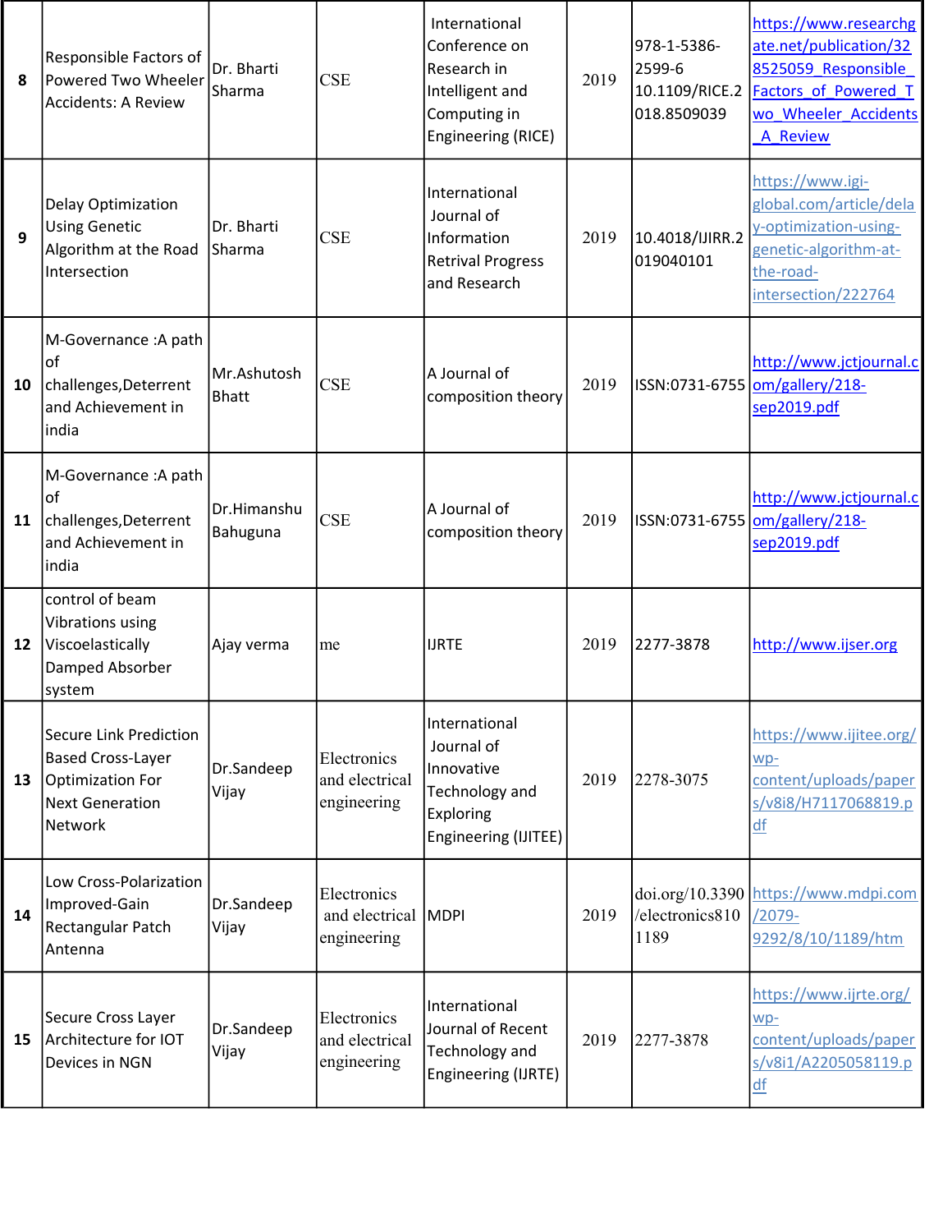| 8 | Responsible Factors of Powered Two Wheeler Accidents: A Review | Dr. Bharti Sharma | CSE | International Conference on Research in Intelligent and Computing in Engineering (RICE) | 2019 | 978-1-5386-2599-6 10.1109/RICE.2018.8509039 | https://www.researchgate.net/publication/328525059_Responsible_Factors_of_Powered_Two_Wheeler_Accidents_A_Review |
|---|---|---|---|---|---|---|---|
| 9 | Delay Optimization Using Genetic Algorithm at the Road Intersection | Dr. Bharti Sharma | CSE | International Journal of Information Retrival Progress and Research | 2019 | 10.4018/IJIRR.2019040101 | https://www.igi-global.com/article/delay-optimization-using-genetic-algorithm-at-the-road-intersection/222764 |
| 10 | M-Governance :A path of challenges,Deterrent and Achievement in india | Mr.Ashutosh Bhatt | CSE | A Journal of composition theory | 2019 | ISSN:0731-6755 | http://www.jctjournal.com/gallery/218-sep2019.pdf |
| 11 | M-Governance :A path of challenges,Deterrent and Achievement in india | Dr.Himanshu Bahuguna | CSE | A Journal of composition theory | 2019 | ISSN:0731-6755 | http://www.jctjournal.com/gallery/218-sep2019.pdf |
| 12 | control of beam Vibrations using Viscoelastically Damped Absorber system | Ajay verma | me | IJRTE | 2019 | 2277-3878 | http://www.ijser.org |
| 13 | Secure Link Prediction Based Cross-Layer Optimization For Next Generation Network | Dr.Sandeep Vijay | Electronics and electrical engineering | International Journal of Innovative Technology and Exploring Engineering (IJITEE) | 2019 | 2278-3075 | https://www.ijitee.org/wp-content/uploads/papers/v8i8/H7117068819.pdf |
| 14 | Low Cross-Polarization Improved-Gain Rectangular Patch Antenna | Dr.Sandeep Vijay | Electronics and electrical engineering | MDPI | 2019 | doi.org/10.3390/electronics8101189 | https://www.mdpi.com/2079-9292/8/10/1189/htm |
| 15 | Secure Cross Layer Architecture for IOT Devices in NGN | Dr.Sandeep Vijay | Electronics and electrical engineering | International Journal of Recent Technology and Engineering (IJRTE) | 2019 | 2277-3878 | https://www.ijrte.org/wp-content/uploads/papers/v8i1/A2205058119.pdf |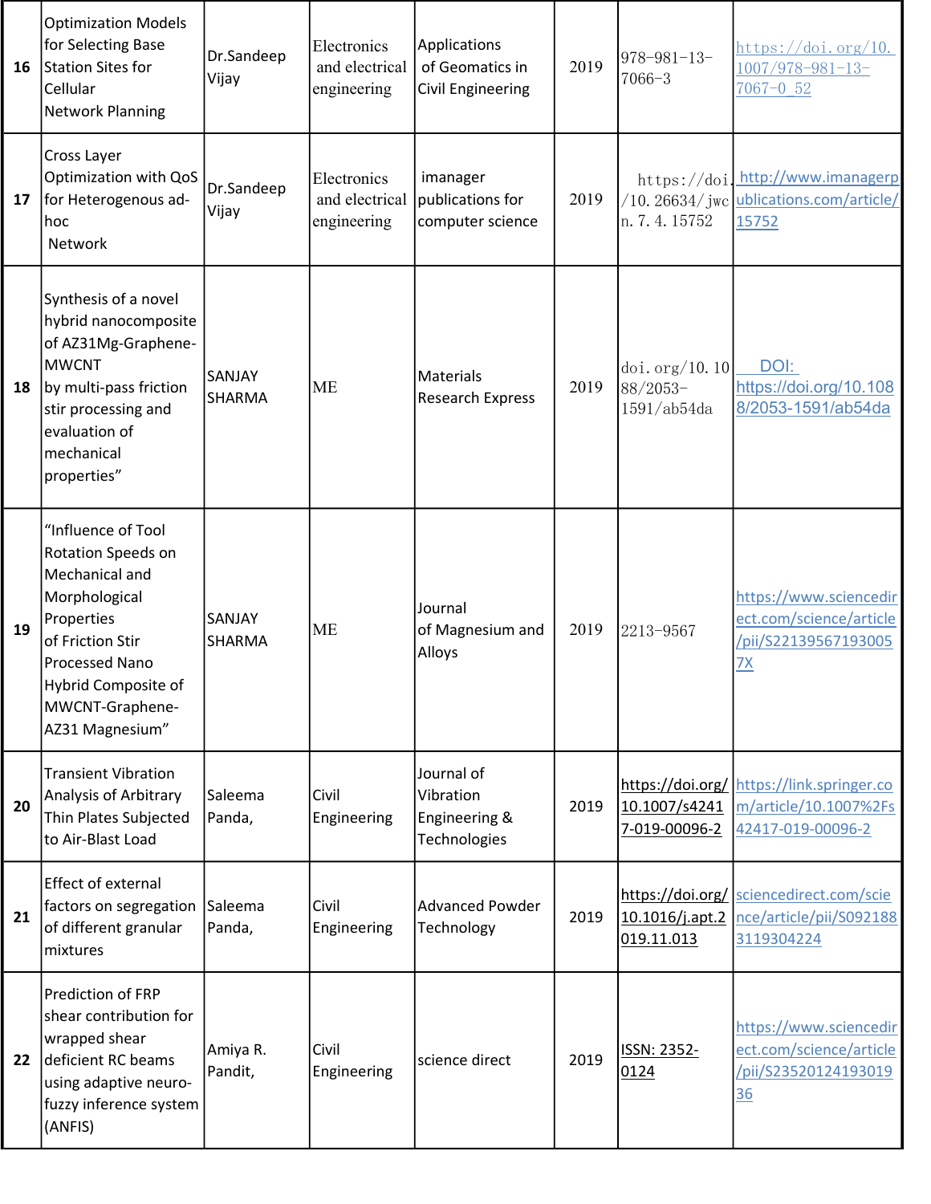| | | | | | | | |
|---|---|---|---|---|---|---|---|
| 16 | Optimization Models for Selecting Base Station Sites for Cellular Network Planning | Dr.Sandeep Vijay | Electronics and electrical engineering | Applications of Geomatics in Civil Engineering | 2019 | 978-981-13-7066-3 | https://doi.org/10.1007/978-981-13-7067-0_52 |
| 17 | Cross Layer Optimization with QoS for Heterogenous ad-hoc Network | Dr.Sandeep Vijay | Electronics and electrical engineering | imanager publications for computer science | 2019 | https://doi./10.26634/jwcn.7.4.15752 | http://www.imanagerpublications.com/article/15752 |
| 18 | Synthesis of a novel hybrid nanocomposite of AZ31Mg-Graphene-MWCNT by multi-pass friction stir processing and evaluation of mechanical properties” | SANJAY SHARMA | ME | Materials Research Express | 2019 | doi.org/10.1088/2053-1591/ab54da | DOI: https://doi.org/10.1088/2053-1591/ab54da |
| 19 | “Influence of Tool Rotation Speeds on Mechanical and Morphological Properties of Friction Stir Processed Nano Hybrid Composite of MWCNT-Graphene-AZ31 Magnesium” | SANJAY SHARMA | ME | Journal of Magnesium and Alloys | 2019 | 2213-9567 | https://www.sciencedirect.com/science/article/pii/S221395671930057X |
| 20 | Transient Vibration Analysis of Arbitrary Thin Plates Subjected to Air-Blast Load | Saleema Panda, | Civil Engineering | Journal of Vibration Engineering & Technologies | 2019 | https://doi.org/10.1007/s42417-019-00096-2 | https://link.springer.com/article/10.1007%2Fs42417-019-00096-2 |
| 21 | Effect of external factors on segregation of different granular mixtures | Saleema Panda, | Civil Engineering | Advanced Powder Technology | 2019 | https://doi.org/10.1016/j.apt.2019.11.013 | sciencedirect.com/science/article/pii/S0921883119304224 |
| 22 | Prediction of FRP shear contribution for wrapped shear deficient RC beams using adaptive neuro-fuzzy inference system (ANFIS) | Amiya R. Pandit, | Civil Engineering | science direct | 2019 | ISSN: 2352-0124 | https://www.sciencedirect.com/science/article/pii/S235201241930193​6 |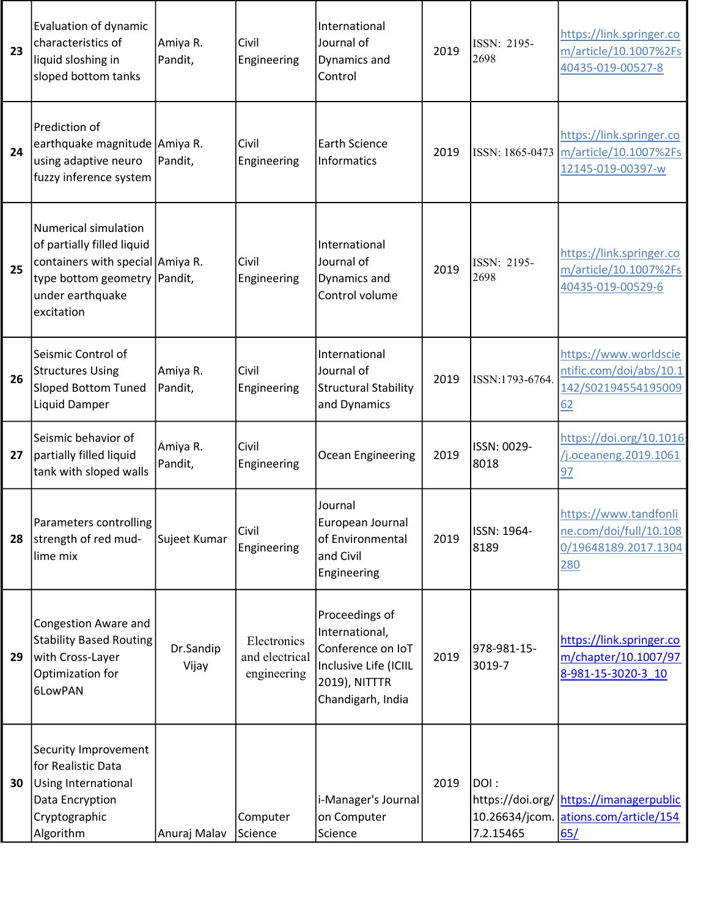| 23 | Evaluation of dynamic characteristics of liquid sloshing in sloped bottom tanks | Amiya R. Pandit, | Civil Engineering | International Journal of Dynamics and Control | 2019 | ISSN: 2195-2698 | https://link.springer.com/article/10.1007%2Fs40435-019-00527-8 |
|---|---|---|---|---|---|---|---|
| 24 | Prediction of earthquake magnitude using adaptive neuro fuzzy inference system | Amiya R. Pandit, | Civil Engineering | Earth Science Informatics | 2019 | ISSN: 1865-0473 | https://link.springer.com/article/10.1007%2Fs12145-019-00397-w |
| 25 | Numerical simulation of partially filled liquid containers with special type bottom geometry under earthquake excitation | Amiya R. Pandit, | Civil Engineering | International Journal of Dynamics and Control volume | 2019 | ISSN: 2195-2698 | https://link.springer.com/article/10.1007%2Fs40435-019-00529-6 |
| 26 | Seismic Control of Structures Using Sloped Bottom Tuned Liquid Damper | Amiya R. Pandit, | Civil Engineering | International Journal of Structural Stability and Dynamics | 2019 | ISSN:1793-6764. | https://www.worldscientific.com/doi/abs/10.1142/S0219455419500962 |
| 27 | Seismic behavior of partially filled liquid tank with sloped walls | Amiya R. Pandit, | Civil Engineering | Ocean Engineering | 2019 | ISSN: 0029-8018 | https://doi.org/10.1016/j.oceaneng.2019.106197 |
| 28 | Parameters controlling strength of red mud-lime mix | Sujeet Kumar | Civil Engineering | Journal European Journal of Environmental and Civil Engineering | 2019 | ISSN: 1964-8189 | https://www.tandfonline.com/doi/full/10.1080/19648189.2017.1304280 |
| 29 | Congestion Aware and Stability Based Routing with Cross-Layer Optimization for 6LowPAN | Dr.Sandip Vijay | Electronics and electrical engineering | Proceedings of International, Conference on IoT Inclusive Life (ICIIL 2019), NITTTR Chandigarh, India | 2019 | 978-981-15-3019-7 | https://link.springer.com/chapter/10.1007/978-981-15-3020-3_10 |
| 30 | Security Improvement for Realistic Data Using International Data Encryption Cryptographic Algorithm | Anuraj Malav | Computer Science | i-Manager's Journal on Computer Science | 2019 | DOI : https://doi.org/10.26634/jcom.7.2.15465 | https://imanagerpublications.com/article/15465/ |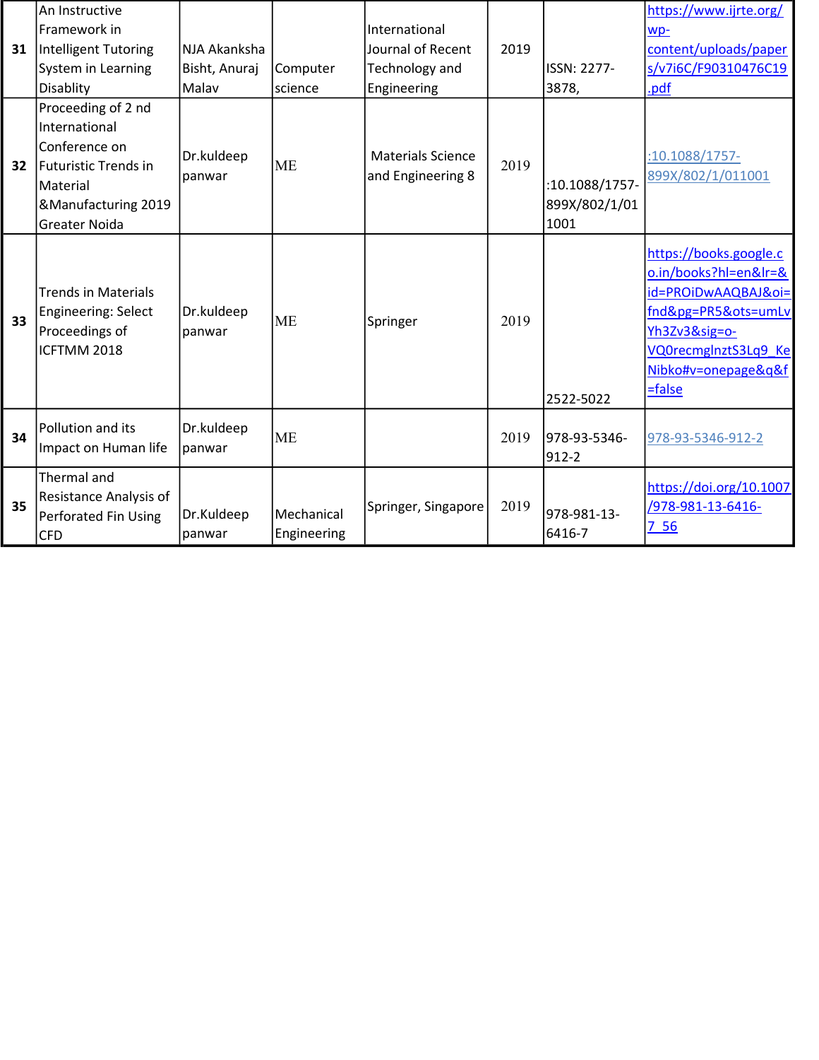| | | | | | | | |
|---|---|---|---|---|---|---|---|
| 31 | An Instructive Framework in Intelligent Tutoring System in Learning Disablity | NJA Akanksha Bisht, Anuraj Malav | Computer science | International Journal of Recent Technology and Engineering | 2019 | ISSN: 2277-3878, | https://www.ijrte.org/wp-content/uploads/papers/v7i6C/F90310476C19.pdf |
| 32 | Proceeding of 2 nd International Conference on Futuristic Trends in Material &Manufacturing 2019 Greater Noida | Dr.kuldeep panwar | ME | Materials Science and Engineering 8 | 2019 | :10.1088/1757-899X/802/1/011001 | :10.1088/1757-899X/802/1/011001 |
| 33 | Trends in Materials Engineering: Select Proceedings of ICFTMM 2018 | Dr.kuldeep panwar | ME | Springer | 2019 | 2522-5022 | https://books.google.co.in/books?hl=en&lr=&id=PROiDwAAQBAJ&oi=fnd&pg=PR5&ots=umLvYh3Zv3&sig=o-VQ0recmglnztS3Lq9_KeNibko#v=onepage&q&f=false |
| 34 | Pollution and its Impact on Human life | Dr.kuldeep panwar | ME | | 2019 | 978-93-5346-912-2 | 978-93-5346-912-2 |
| 35 | Thermal and Resistance Analysis of Perforated Fin Using CFD | Dr.Kuldeep panwar | Mechanical Engineering | Springer, Singapore | 2019 | 978-981-13-6416-7 | https://doi.org/10.1007/978-981-13-6416-7_56 |